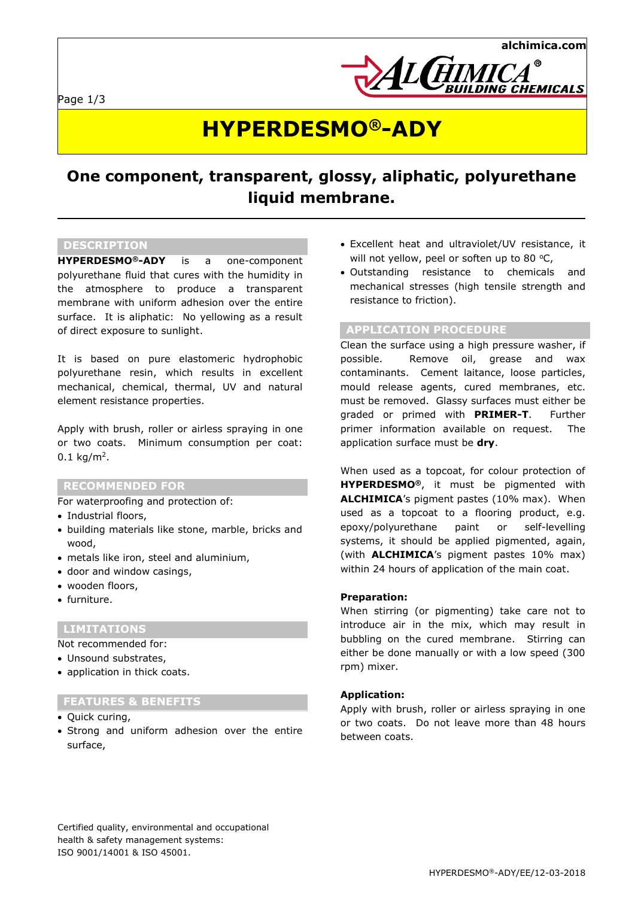# HYPERDESMO®-ADY

## One component, transparent, glossy, aliphatic, polyurethane liquid membrane.

### DESCRIPTION

**HYPERDESMO®-ADY** is a one-component polyurethane fluid that cures with the humidity in the atmosphere to produce a transparent membrane with uniform adhesion over the entire surface. It is aliphatic: No yellowing as a result of direct exposure to sunlight.

It is based on pure elastomeric hydrophobic polyurethane resin, which results in excellent mechanical, chemical, thermal, UV and natural element resistance properties.

Apply with brush, roller or airless spraying in one or two coats. Minimum consumption per coat: 0.1 kg/m$^2$.

### RECOMMENDED FOR

For waterproofing and protection of:

- Industrial floors,
- building materials like stone, marble, bricks and wood,
- metals like iron, steel and aluminium,
- door and window casings,
- wooden floors,
- furniture.

### LIMITATIONS

Not recommended for:

- Unsound substrates,
- application in thick coats.

### FEATURES & BENEFITS

- Quick curing,
- Strong and uniform adhesion over the entire surface,
- Excellent heat and ultraviolet/UV resistance, it will not yellow, peel or soften up to 80 °C,
- Outstanding resistance to chemicals and mechanical stresses (high tensile strength and resistance to friction).

### APPLICATION PROCEDURE

Clean the surface using a high pressure washer, if possible. Remove oil, grease and wax contaminants. Cement laitance, loose particles, mould release agents, cured membranes, etc. must be removed. Glassy surfaces must either be graded or primed with **PRIMER-T**. Further primer information available on request. The application surface must be **dry**.

When used as a topcoat, for colour protection of **HYPERDESMO®**, it must be pigmented with **ALCHIMICA**'s pigment pastes (10% max). When used as a topcoat to a flooring product, e.g. epoxy/polyurethane paint or self-levelling systems, it should be applied pigmented, again, (with **ALCHIMICA**'s pigment pastes 10% max) within 24 hours of application of the main coat.

**Preparation:**

When stirring (or pigmenting) take care not to introduce air in the mix, which may result in bubbling on the cured membrane. Stirring can either be done manually or with a low speed (300 rpm) mixer.

**Application:**

Apply with brush, roller or airless spraying in one or two coats. Do not leave more than 48 hours between coats.

Certified quality, environmental and occupational health & safety management systems: ISO 9001/14001 & ISO 45001.

HYPERDESMO®-ADY/EE/12-03-2018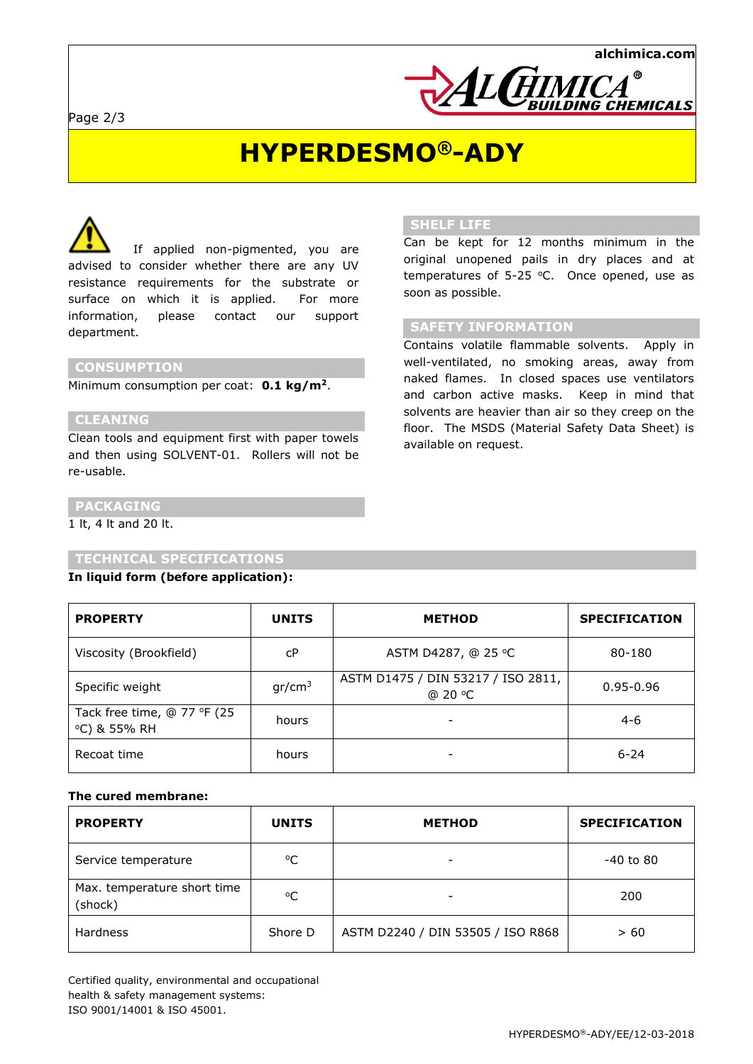# HYPERDESMO®-ADY

⚠ If applied non-pigmented, you are advised to consider whether there are any UV resistance requirements for the substrate or surface on which it is applied. For more information, please contact our support department.

## CONSUMPTION

Minimum consumption per coat: **0.1 kg/m²**.

## CLEANING

Clean tools and equipment first with paper towels and then using SOLVENT-01. Rollers will not be re-usable.

## PACKAGING

1 lt, 4 lt and 20 lt.

## SHELF LIFE

Can be kept for 12 months minimum in the original unopened pails in dry places and at temperatures of 5-25 °C. Once opened, use as soon as possible.

## SAFETY INFORMATION

Contains volatile flammable solvents. Apply in well-ventilated, no smoking areas, away from naked flames. In closed spaces use ventilators and carbon active masks. Keep in mind that solvents are heavier than air so they creep on the floor. The MSDS (Material Safety Data Sheet) is available on request.

## TECHNICAL SPECIFICATIONS

**In liquid form (before application):**

| PROPERTY | UNITS | METHOD | SPECIFICATION |
|---|---|---|---|
| Viscosity (Brookfield) | cP | ASTM D4287, @ 25 °C | 80-180 |
| Specific weight | gr/cm³ | ASTM D1475 / DIN 53217 / ISO 2811, @ 20 °C | 0.95-0.96 |
| Tack free time, @ 77 °F (25 °C) & 55% RH | hours | - | 4-6 |
| Recoat time | hours | - | 6-24 |

**The cured membrane:**

| PROPERTY | UNITS | METHOD | SPECIFICATION |
|---|---|---|---|
| Service temperature | °C | - | -40 to 80 |
| Max. temperature short time (shock) | °C | - | 200 |
| Hardness | Shore D | ASTM D2240 / DIN 53505 / ISO R868 | > 60 |

Certified quality, environmental and occupational health & safety management systems:
ISO 9001/14001 & ISO 45001.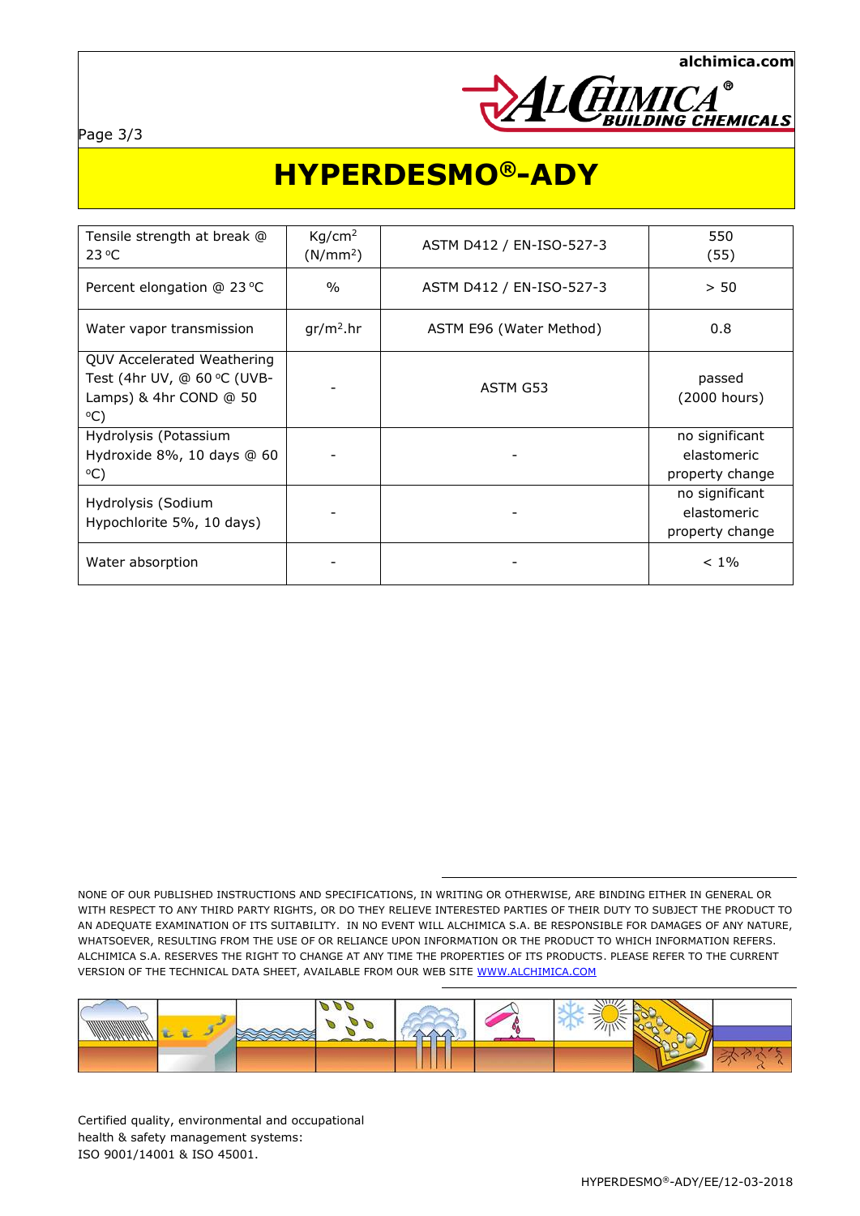# HYPERDESMO®-ADY

| | | | |
|---|---|---|---|
| Tensile strength at break @ 23 °C | $Kg/cm^2$ ($N/mm^2$) | ASTM D412 / EN-ISO-527-3 | 550 (55) |
| Percent elongation @ 23 °C | % | ASTM D412 / EN-ISO-527-3 | > 50 |
| Water vapor transmission | $gr/m^2.hr$ | ASTM E96 (Water Method) | 0.8 |
| QUV Accelerated Weathering Test (4hr UV, @ 60 °C (UVB-Lamps) & 4hr COND @ 50 °C) | - | ASTM G53 | passed (2000 hours) |
| Hydrolysis (Potassium Hydroxide 8%, 10 days @ 60 °C) | - | - | no significant elastomeric property change |
| Hydrolysis (Sodium Hypochlorite 5%, 10 days) | - | - | no significant elastomeric property change |
| Water absorption | - | - | < 1% |

NONE OF OUR PUBLISHED INSTRUCTIONS AND SPECIFICATIONS, IN WRITING OR OTHERWISE, ARE BINDING EITHER IN GENERAL OR WITH RESPECT TO ANY THIRD PARTY RIGHTS, OR DO THEY RELIEVE INTERESTED PARTIES OF THEIR DUTY TO SUBJECT THE PRODUCT TO AN ADEQUATE EXAMINATION OF ITS SUITABILITY. IN NO EVENT WILL ALCHIMICA S.A. BE RESPONSIBLE FOR DAMAGES OF ANY NATURE, WHATSOEVER, RESULTING FROM THE USE OF OR RELIANCE UPON INFORMATION OR THE PRODUCT TO WHICH INFORMATION REFERS. ALCHIMICA S.A. RESERVES THE RIGHT TO CHANGE AT ANY TIME THE PROPERTIES OF ITS PRODUCTS. PLEASE REFER TO THE CURRENT VERSION OF THE TECHNICAL DATA SHEET, AVAILABLE FROM OUR WEB SITE WWW.ALCHIMICA.COM

Certified quality, environmental and occupational health & safety management systems: ISO 9001/14001 & ISO 45001.

HYPERDESMO®-ADY/EE/12-03-2018